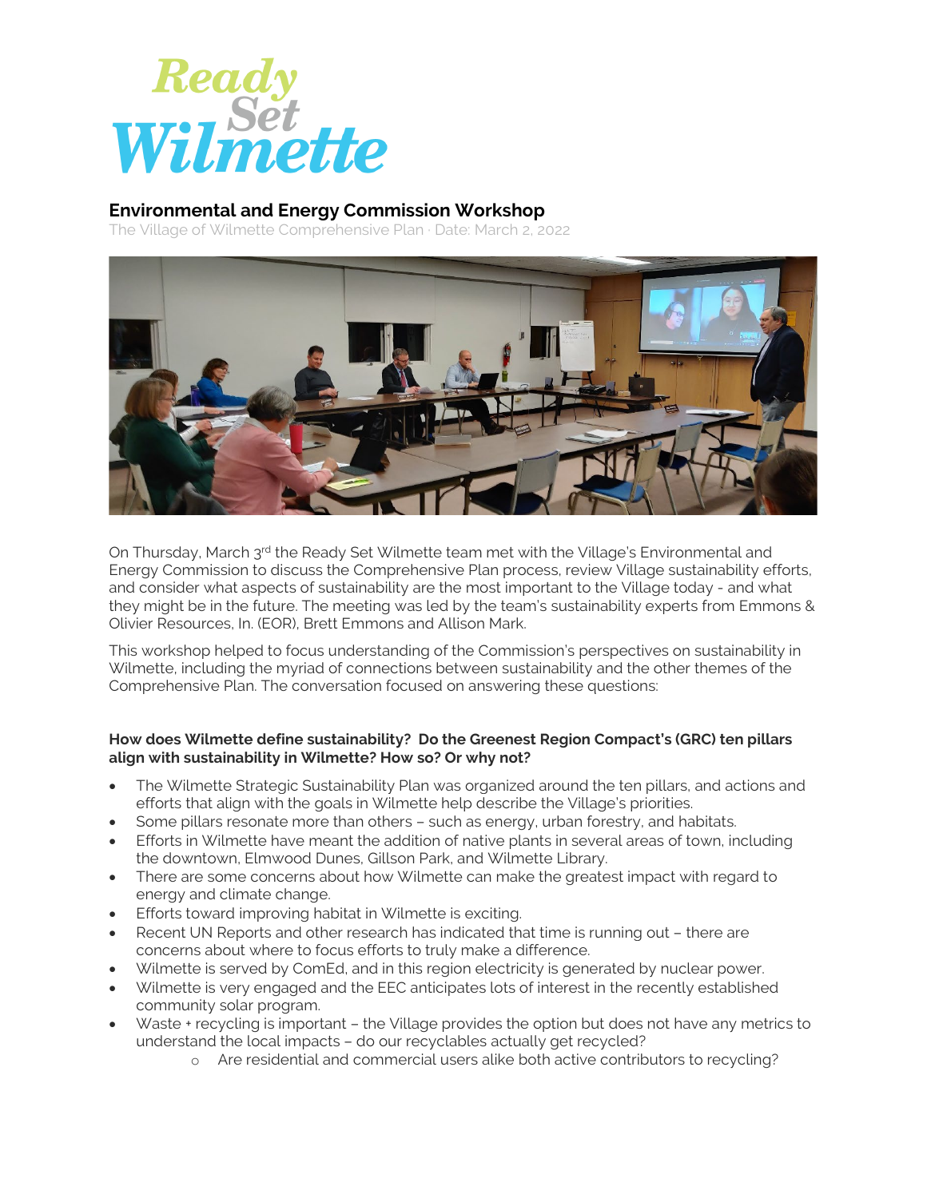# Ready Set Wilmette

## Environmental and Energy Commission Workshop

The Village of Wilmette Comprehensive Plan · Date: March 2, 2022

On Thursday, March 3rd the Ready Set Wilmette team met with the Village's Environmental and Energy Commission to discuss the Comprehensive Plan process, review Village sustainability efforts, and consider what aspects of sustainability are the most important to the Village today - and what they might be in the future. The meeting was led by the team's sustainability experts from Emmons & Olivier Resources, In. (EOR), Brett Emmons and Allison Mark.

This workshop helped to focus understanding of the Commission's perspectives on sustainability in Wilmette, including the myriad of connections between sustainability and the other themes of the Comprehensive Plan. The conversation focused on answering these questions:

**How does Wilmette define sustainability? Do the Greenest Region Compact's (GRC) ten pillars align with sustainability in Wilmette? How so? Or why not?**

- The Wilmette Strategic Sustainability Plan was organized around the ten pillars, and actions and efforts that align with the goals in Wilmette help describe the Village's priorities.
- Some pillars resonate more than others – such as energy, urban forestry, and habitats.
- Efforts in Wilmette have meant the addition of native plants in several areas of town, including the downtown, Elmwood Dunes, Gillson Park, and Wilmette Library.
- There are some concerns about how Wilmette can make the greatest impact with regard to energy and climate change.
- Efforts toward improving habitat in Wilmette is exciting.
- Recent UN Reports and other research has indicated that time is running out – there are concerns about where to focus efforts to truly make a difference.
- Wilmette is served by ComEd, and in this region electricity is generated by nuclear power.
- Wilmette is very engaged and the EEC anticipates lots of interest in the recently established community solar program.
- Waste + recycling is important – the Village provides the option but does not have any metrics to understand the local impacts – do our recyclables actually get recycled?
    - Are residential and commercial users alike both active contributors to recycling?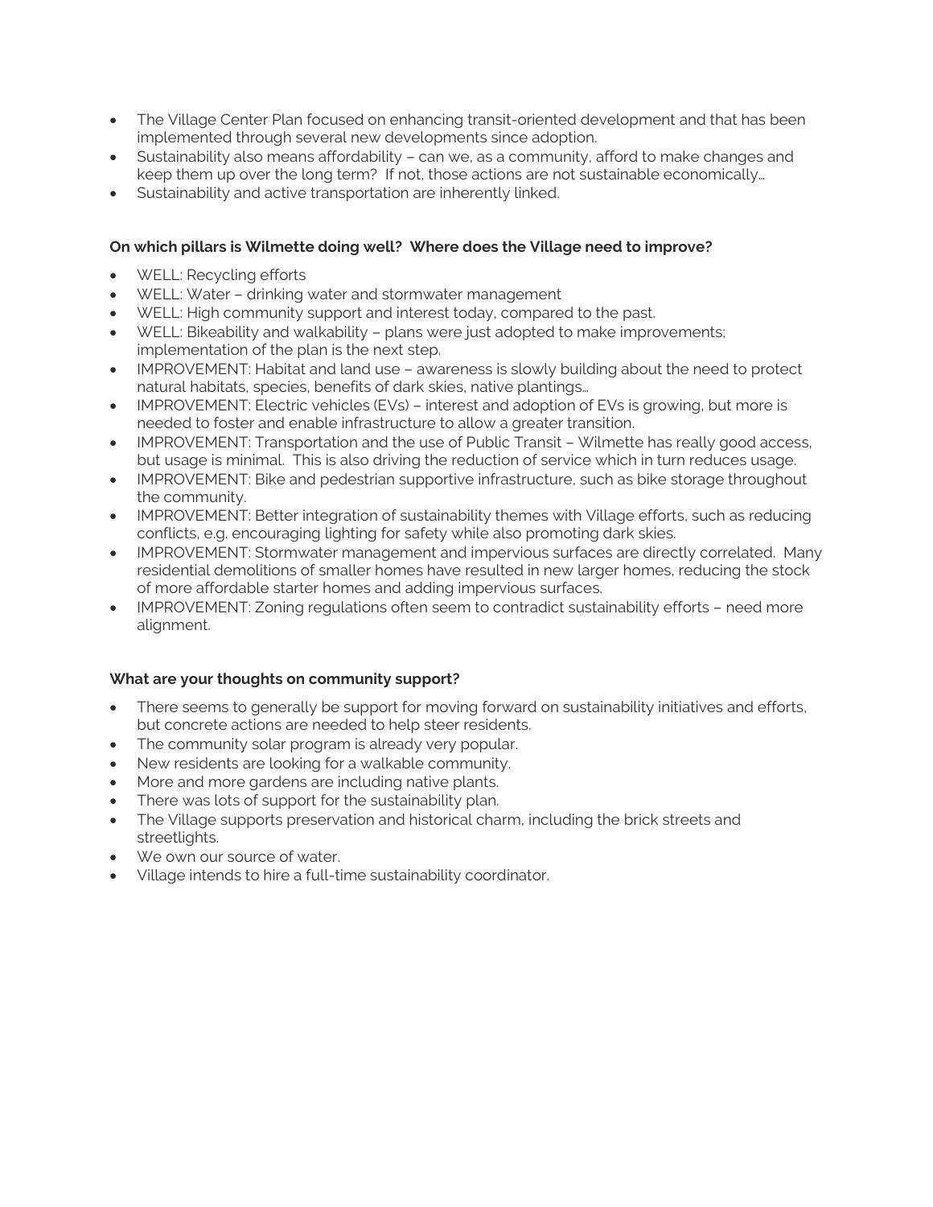- The Village Center Plan focused on enhancing transit-oriented development and that has been implemented through several new developments since adoption.
- Sustainability also means affordability – can we, as a community, afford to make changes and keep them up over the long term? If not, those actions are not sustainable economically…
- Sustainability and active transportation are inherently linked.

**On which pillars is Wilmette doing well? Where does the Village need to improve?**

- WELL: Recycling efforts
- WELL: Water – drinking water and stormwater management
- WELL: High community support and interest today, compared to the past.
- WELL: Bikeability and walkability – plans were just adopted to make improvements; implementation of the plan is the next step.
- IMPROVEMENT: Habitat and land use – awareness is slowly building about the need to protect natural habitats, species, benefits of dark skies, native plantings…
- IMPROVEMENT: Electric vehicles (EVs) – interest and adoption of EVs is growing, but more is needed to foster and enable infrastructure to allow a greater transition.
- IMPROVEMENT: Transportation and the use of Public Transit – Wilmette has really good access, but usage is minimal. This is also driving the reduction of service which in turn reduces usage.
- IMPROVEMENT: Bike and pedestrian supportive infrastructure, such as bike storage throughout the community.
- IMPROVEMENT: Better integration of sustainability themes with Village efforts, such as reducing conflicts, e.g. encouraging lighting for safety while also promoting dark skies.
- IMPROVEMENT: Stormwater management and impervious surfaces are directly correlated. Many residential demolitions of smaller homes have resulted in new larger homes, reducing the stock of more affordable starter homes and adding impervious surfaces.
- IMPROVEMENT: Zoning regulations often seem to contradict sustainability efforts – need more alignment.

**What are your thoughts on community support?**

- There seems to generally be support for moving forward on sustainability initiatives and efforts, but concrete actions are needed to help steer residents.
- The community solar program is already very popular.
- New residents are looking for a walkable community.
- More and more gardens are including native plants.
- There was lots of support for the sustainability plan.
- The Village supports preservation and historical charm, including the brick streets and streetlights.
- We own our source of water.
- Village intends to hire a full-time sustainability coordinator.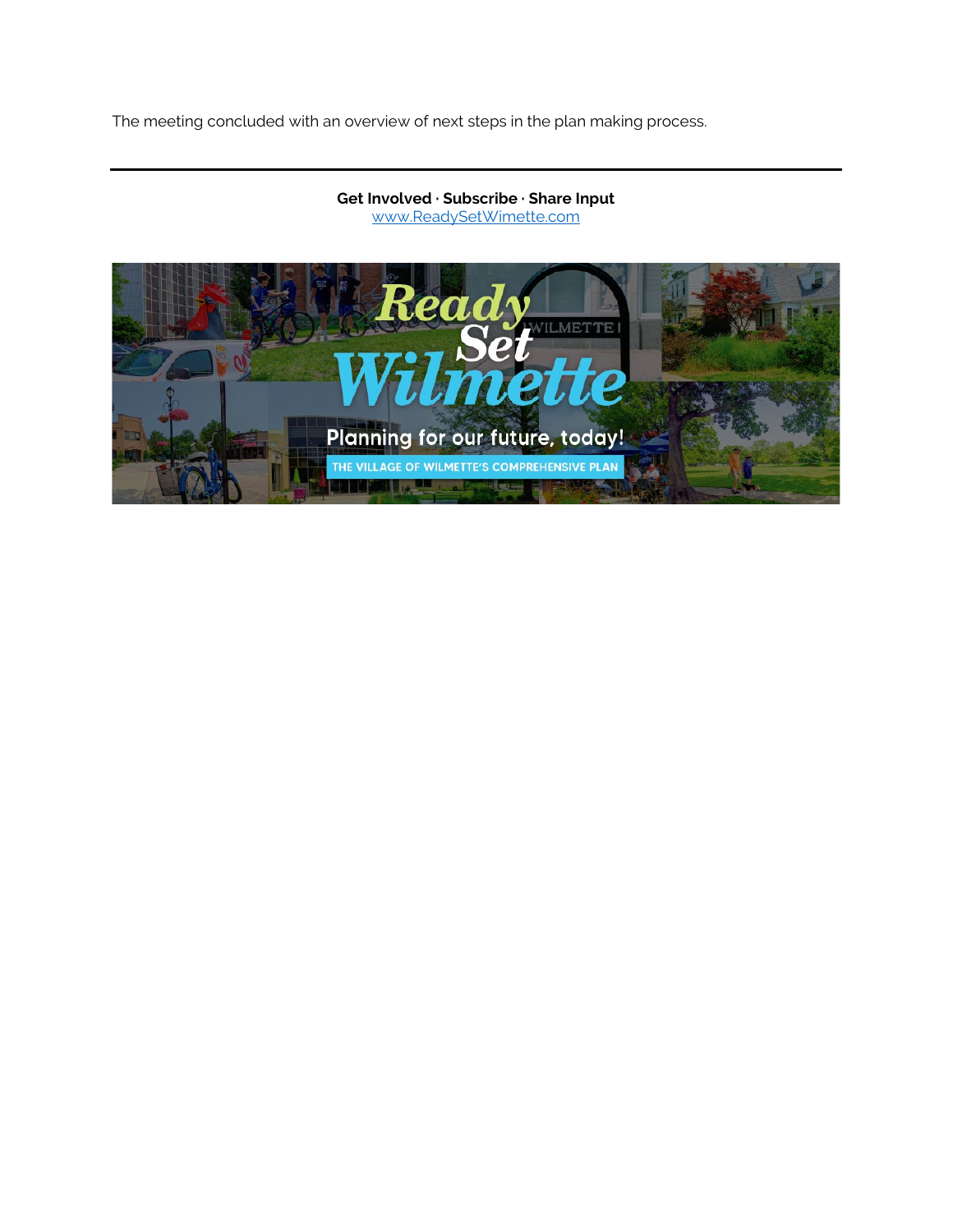The meeting concluded with an overview of next steps in the plan making process.

---

**Get Involved · Subscribe · Share Input**
www.ReadySetWimette.com